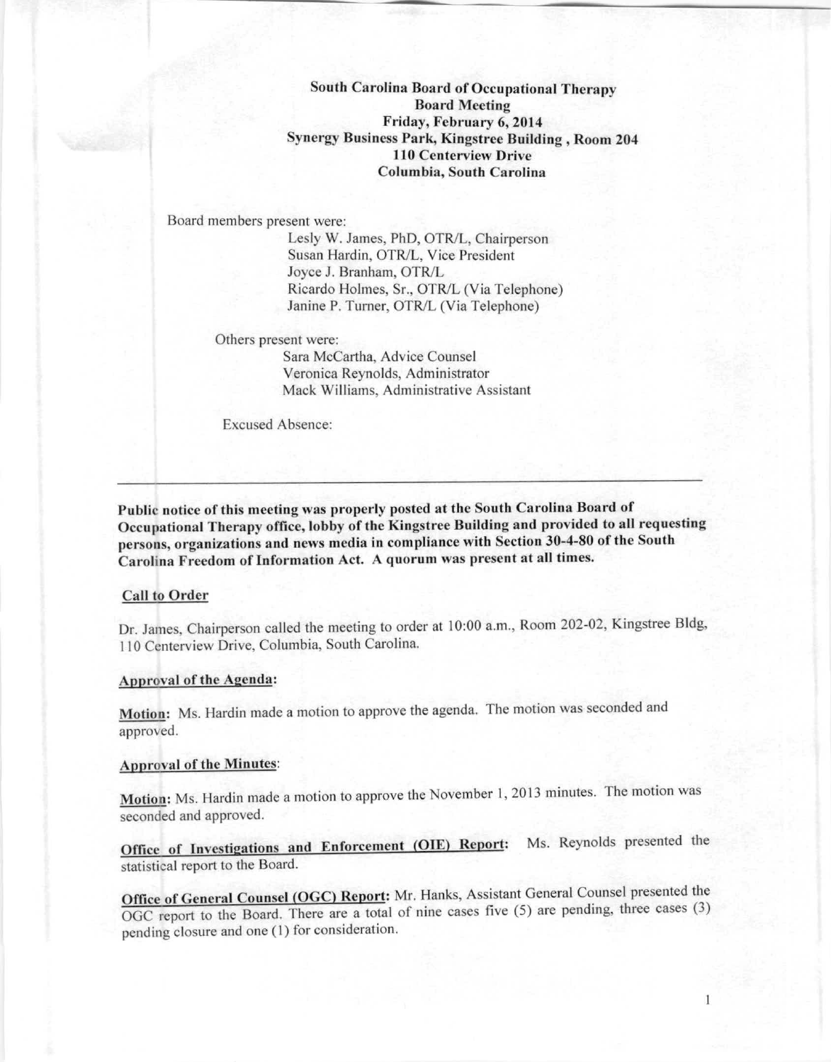**South Carolina Board of Occupational Therapy**
**Board Meeting**
**Friday, February 6, 2014**
**Synergy Business Park, Kingstree Building , Room 204**
**110 Centerview Drive**
**Columbia, South Carolina**

Board members present were:

Lesly W. James, PhD, OTR/L, Chairperson
Susan Hardin, OTR/L, Vice President
Joyce J. Branham, OTR/L
Ricardo Holmes, Sr., OTR/L (Via Telephone)
Janine P. Turner, OTR/L (Via Telephone)

Others present were:

Sara McCartha, Advice Counsel
Veronica Reynolds, Administrator
Mack Williams, Administrative Assistant

Excused Absence:

---

**Public notice of this meeting was properly posted at the South Carolina Board of Occupational Therapy office, lobby of the Kingstree Building and provided to all requesting persons, organizations and news media in compliance with Section 30-4-80 of the South Carolina Freedom of Information Act. A quorum was present at all times.**

**Call to Order**

Dr. James, Chairperson called the meeting to order at 10:00 a.m., Room 202-02, Kingstree Bldg, 110 Centerview Drive, Columbia, South Carolina.

**Approval of the Agenda:**

**Motion:** Ms. Hardin made a motion to approve the agenda. The motion was seconded and approved.

**Approval of the Minutes:**

**Motion:** Ms. Hardin made a motion to approve the November 1, 2013 minutes. The motion was seconded and approved.

**Office of Investigations and Enforcement (OIE) Report:** Ms. Reynolds presented the statistical report to the Board.

**Office of General Counsel (OGC) Report:** Mr. Hanks, Assistant General Counsel presented the OGC report to the Board. There are a total of nine cases five (5) are pending, three cases (3) pending closure and one (1) for consideration.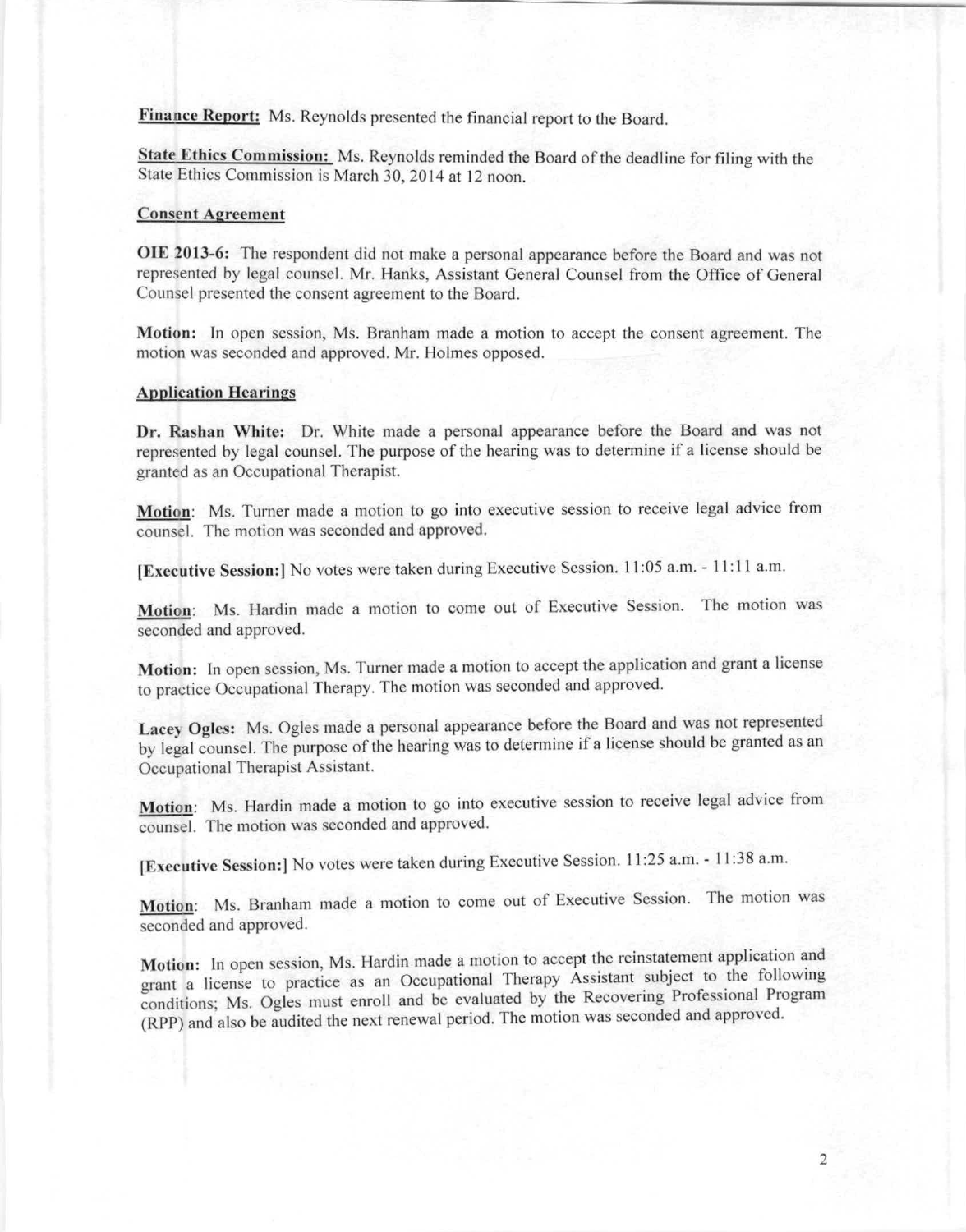**Finance Report:** Ms. Reynolds presented the financial report to the Board.

**State Ethics Commission:** Ms. Reynolds reminded the Board of the deadline for filing with the State Ethics Commission is March 30, 2014 at 12 noon.

**Consent Agreement**

**OIE 2013-6:** The respondent did not make a personal appearance before the Board and was not represented by legal counsel. Mr. Hanks, Assistant General Counsel from the Office of General Counsel presented the consent agreement to the Board.

**Motion:** In open session, Ms. Branham made a motion to accept the consent agreement. The motion was seconded and approved. Mr. Holmes opposed.

**Application Hearings**

**Dr. Rashan White:** Dr. White made a personal appearance before the Board and was not represented by legal counsel. The purpose of the hearing was to determine if a license should be granted as an Occupational Therapist.

**Motion**: Ms. Turner made a motion to go into executive session to receive legal advice from counsel. The motion was seconded and approved.

**[Executive Session:]** No votes were taken during Executive Session. 11:05 a.m. - 11:11 a.m.

**Motion**: Ms. Hardin made a motion to come out of Executive Session. The motion was seconded and approved.

**Motion:** In open session, Ms. Turner made a motion to accept the application and grant a license to practice Occupational Therapy. The motion was seconded and approved.

**Lacey Ogles:** Ms. Ogles made a personal appearance before the Board and was not represented by legal counsel. The purpose of the hearing was to determine if a license should be granted as an Occupational Therapist Assistant.

**Motion**: Ms. Hardin made a motion to go into executive session to receive legal advice from counsel. The motion was seconded and approved.

**[Executive Session:]** No votes were taken during Executive Session. 11:25 a.m. - 11:38 a.m.

**Motion**: Ms. Branham made a motion to come out of Executive Session. The motion was seconded and approved.

**Motion:** In open session, Ms. Hardin made a motion to accept the reinstatement application and grant a license to practice as an Occupational Therapy Assistant subject to the following conditions; Ms. Ogles must enroll and be evaluated by the Recovering Professional Program (RPP) and also be audited the next renewal period. The motion was seconded and approved.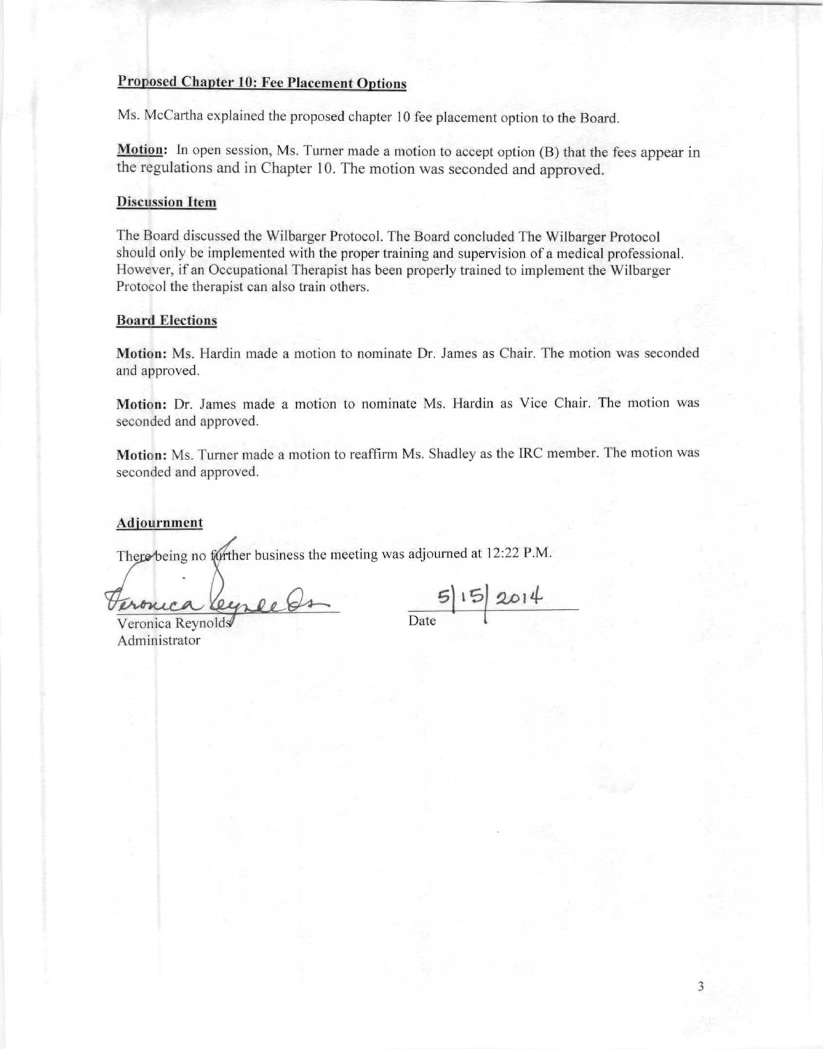**Proposed Chapter 10: Fee Placement Options**

Ms. McCartha explained the proposed chapter 10 fee placement option to the Board.

**Motion:** In open session, Ms. Turner made a motion to accept option (B) that the fees appear in the regulations and in Chapter 10. The motion was seconded and approved.

**Discussion Item**

The Board discussed the Wilbarger Protocol. The Board concluded The Wilbarger Protocol should only be implemented with the proper training and supervision of a medical professional. However, if an Occupational Therapist has been properly trained to implement the Wilbarger Protocol the therapist can also train others.

**Board Elections**

**Motion:** Ms. Hardin made a motion to nominate Dr. James as Chair. The motion was seconded and approved.

**Motion:** Dr. James made a motion to nominate Ms. Hardin as Vice Chair. The motion was seconded and approved.

**Motion:** Ms. Turner made a motion to reaffirm Ms. Shadley as the IRC member. The motion was seconded and approved.

**Adjournment**

There being no further business the meeting was adjourned at 12:22 P.M.

Veronica Reynolds
Administrator

Date: 5/15/2014